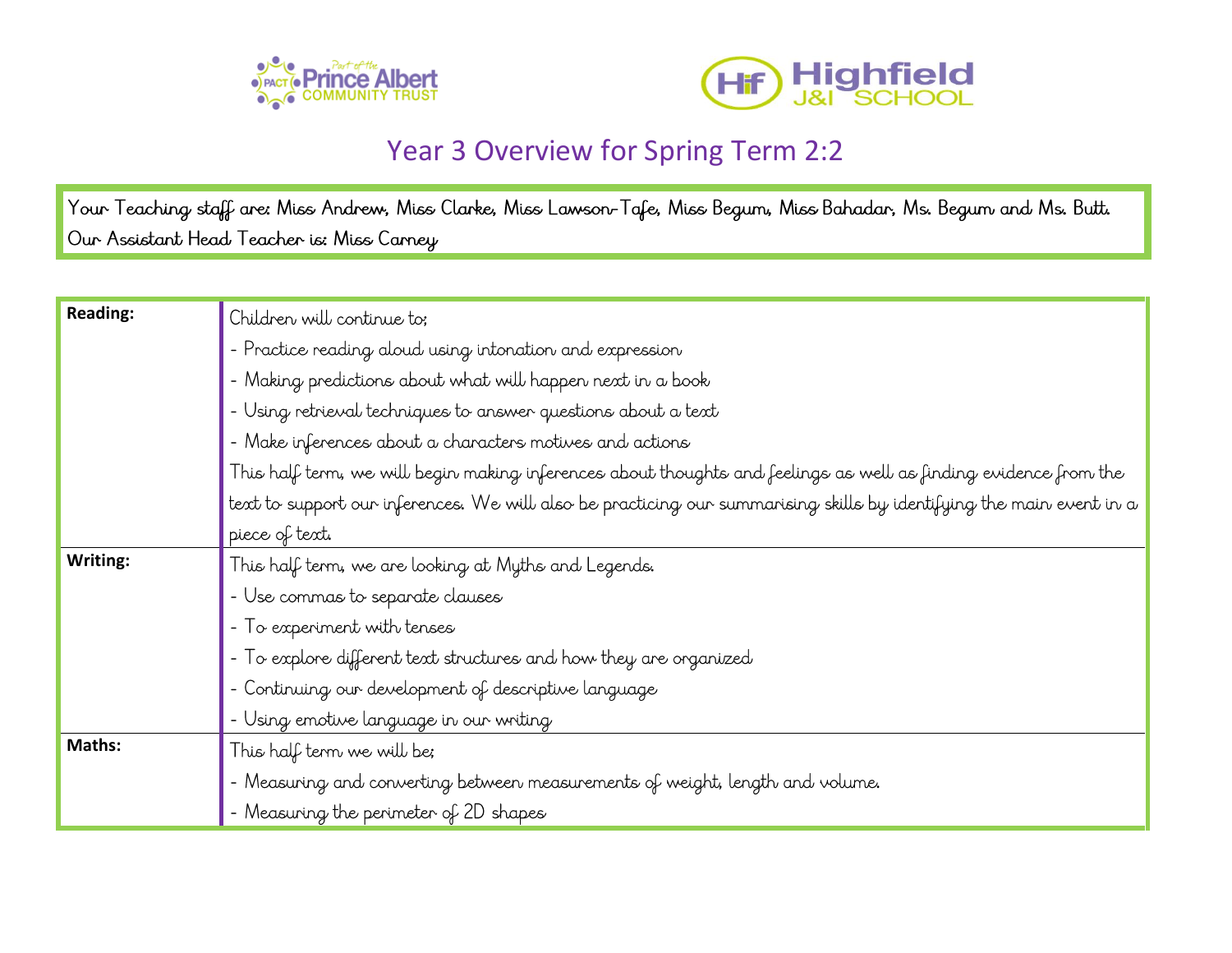# Year 3 Overview for Spring Term 2:2

Your Teaching staff are: Miss Andrew, Miss Clarke, Miss Lawson-Tafe, Miss Begum, Miss Bahadar, Ms. Begum and Ms. Butt.
Our Assistant Head Teacher is: Miss Carney

| | |
|---|---|
| **Reading:** | Children will continue to;<br>- Practice reading aloud using intonation and expression<br>- Making predictions about what will happen next in a book<br>- Using retrieval techniques to answer questions about a text<br>- Make inferences about a characters motives and actions<br>This half term, we will begin making inferences about thoughts and feelings as well as finding evidence from the text to support our inferences. We will also be practicing our summarising skills by identifying the main event in a piece of text. |
| **Writing:** | This half term, we are looking at Myths and Legends.<br>- Use commas to separate clauses<br>- To experiment with tenses<br>- To explore different text structures and how they are organized<br>- Continuing our development of descriptive language<br>- Using emotive language in our writing |
| **Maths:** | This half term we will be;<br>- Measuring and converting between measurements of weight, length and volume.<br>- Measuring the perimeter of 2D shapes |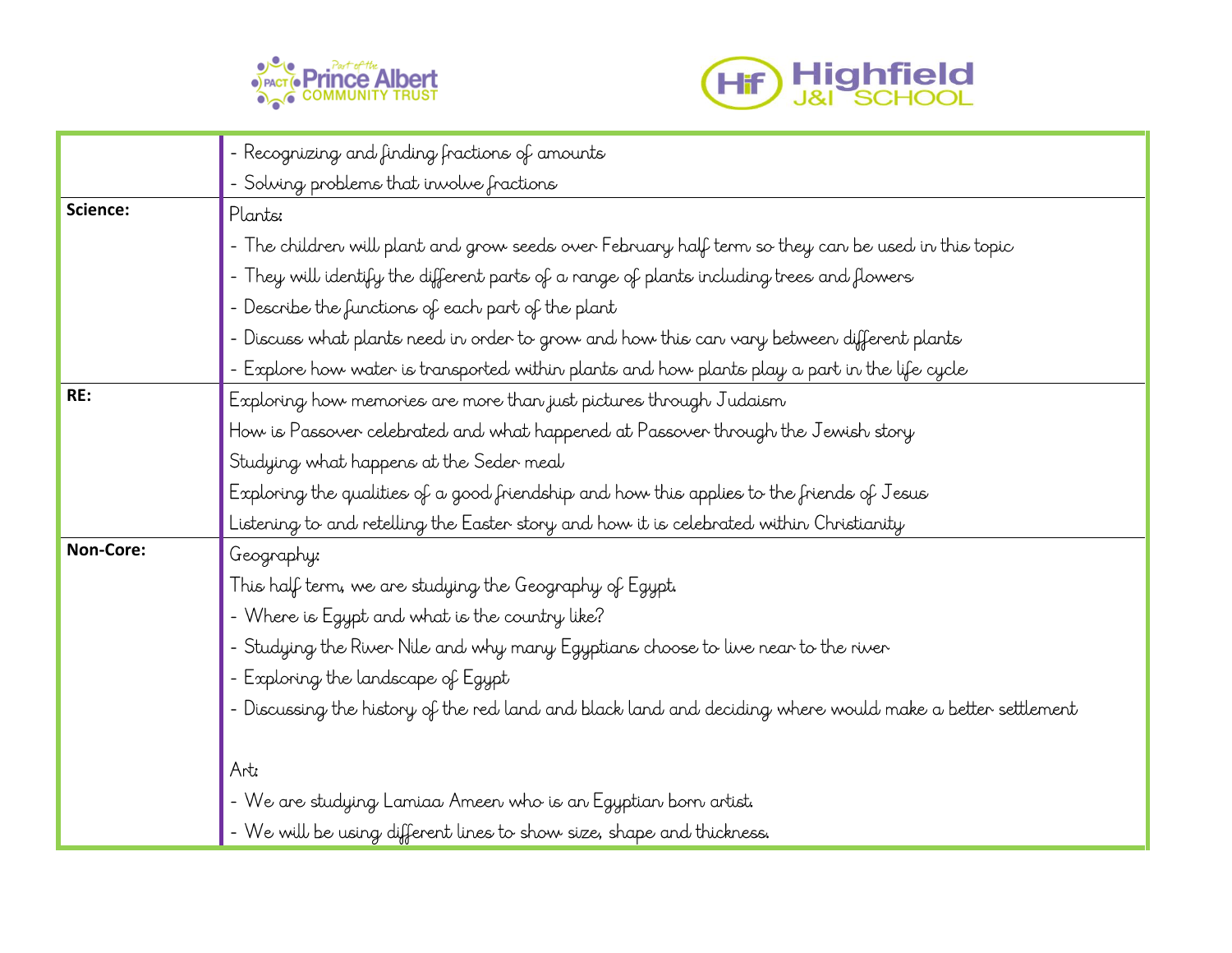| | |
|---|---|
| | - Recognizing and finding fractions of amounts<br>- Solving problems that involve fractions |
| **Science:** | Plants:<br>- The children will plant and grow seeds over February half term so they can be used in this topic<br>- They will identify the different parts of a range of plants including trees and flowers<br>- Describe the functions of each part of the plant<br>- Discuss what plants need in order to grow and how this can vary between different plants<br>- Explore how water is transported within plants and how plants play a part in the life cycle |
| **RE:** | Exploring how memories are more than just pictures through Judaism<br>How is Passover celebrated and what happened at Passover through the Jewish story<br>Studying what happens at the Seder meal<br>Exploring the qualities of a good friendship and how this applies to the friends of Jesus<br>Listening to and retelling the Easter story and how it is celebrated within Christianity |
| **Non-Core:** | Geography:<br>This half term, we are studying the Geography of Egypt.<br>- Where is Egypt and what is the country like?<br>- Studying the River Nile and why many Egyptians choose to live near to the river<br>- Exploring the landscape of Egypt<br>- Discussing the history of the red land and black land and deciding where would make a better settlement<br><br>Art:<br>- We are studying Lamiaa Ameen who is an Egyptian born artist.<br>- We will be using different lines to show size, shape and thickness. |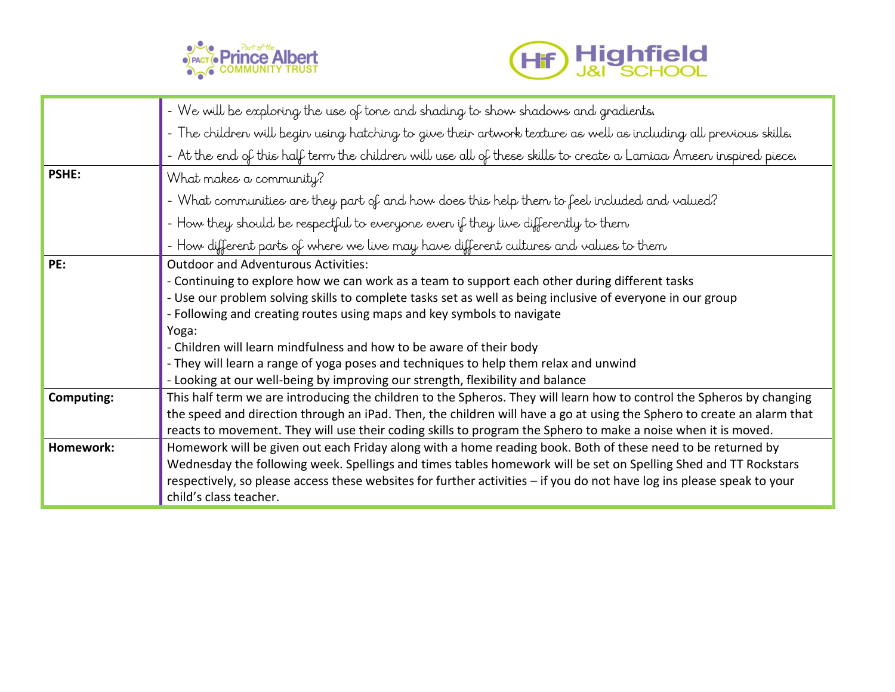| | |
|---|---|
| | - We will be exploring the use of tone and shading to show shadows and gradients.<br>- The children will begin using hatching to give their artwork texture as well as including all previous skills.<br>- At the end of this half term the children will use all of these skills to create a Lamiaa Ameen inspired piece. |
| **PSHE:** | What makes a community?<br>- What communities are they part of and how does this help them to feel included and valued?<br>- How they should be respectful to everyone even if they live differently to them<br>- How different parts of where we live may have different cultures and values to them |
| **PE:** | Outdoor and Adventurous Activities:<br>- Continuing to explore how we can work as a team to support each other during different tasks<br>- Use our problem solving skills to complete tasks set as well as being inclusive of everyone in our group<br>- Following and creating routes using maps and key symbols to navigate<br>Yoga:<br>- Children will learn mindfulness and how to be aware of their body<br>- They will learn a range of yoga poses and techniques to help them relax and unwind<br>- Looking at our well-being by improving our strength, flexibility and balance |
| **Computing:** | This half term we are introducing the children to the Spheros. They will learn how to control the Spheros by changing the speed and direction through an iPad. Then, the children will have a go at using the Sphero to create an alarm that reacts to movement. They will use their coding skills to program the Sphero to make a noise when it is moved. |
| **Homework:** | Homework will be given out each Friday along with a home reading book. Both of these need to be returned by Wednesday the following week. Spellings and times tables homework will be set on Spelling Shed and TT Rockstars respectively, so please access these websites for further activities – if you do not have log ins please speak to your child's class teacher. |